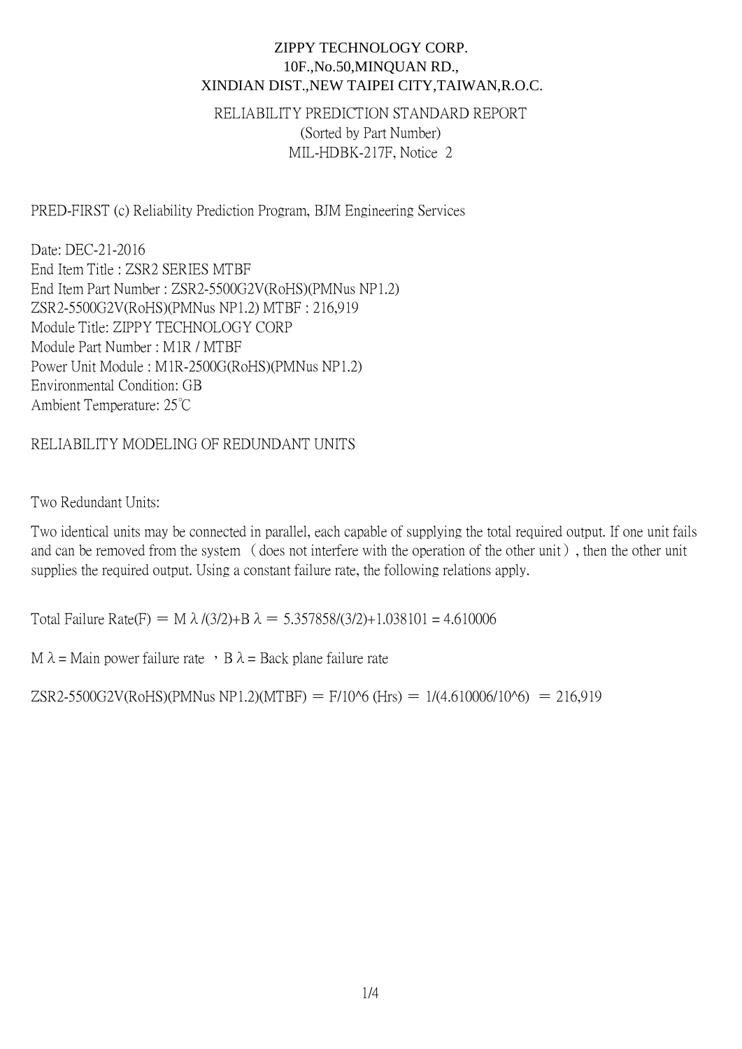ZIPPY TECHNOLOGY CORP.
10F.,No.50,MINQUAN RD.,
XINDIAN DIST.,NEW TAIPEI CITY,TAIWAN,R.O.C.

RELIABILITY PREDICTION STANDARD REPORT
(Sorted by Part Number)
MIL-HDBK-217F, Notice 2

PRED-FIRST (c) Reliability Prediction Program, BJM Engineering Services

Date: DEC-21-2016
End Item Title : ZSR2 SERIES MTBF
End Item Part Number : ZSR2-5500G2V(RoHS)(PMNus NP1.2)
ZSR2-5500G2V(RoHS)(PMNus NP1.2) MTBF : 216,919
Module Title: ZIPPY TECHNOLOGY CORP
Module Part Number : M1R / MTBF
Power Unit Module : M1R-2500G(RoHS)(PMNus NP1.2)
Environmental Condition: GB
Ambient Temperature: 25℃

RELIABILITY MODELING OF REDUNDANT UNITS

Two Redundant Units:

Two identical units may be connected in parallel, each capable of supplying the total required output. If one unit fails and can be removed from the system （does not interfere with the operation of the other unit）, then the other unit supplies the required output. Using a constant failure rate, the following relations apply.

Total Failure Rate(F) ＝ $M\lambda/(3/2)+B\lambda$ ＝ 5.357858/(3/2)+1.038101 = 4.610006

$M\lambda$ = Main power failure rate ，$B\lambda$ = Back plane failure rate

ZSR2-5500G2V(RoHS)(PMNus NP1.2)(MTBF) ＝ F/10^6 (Hrs) ＝ 1/(4.610006/10^6) ＝ 216,919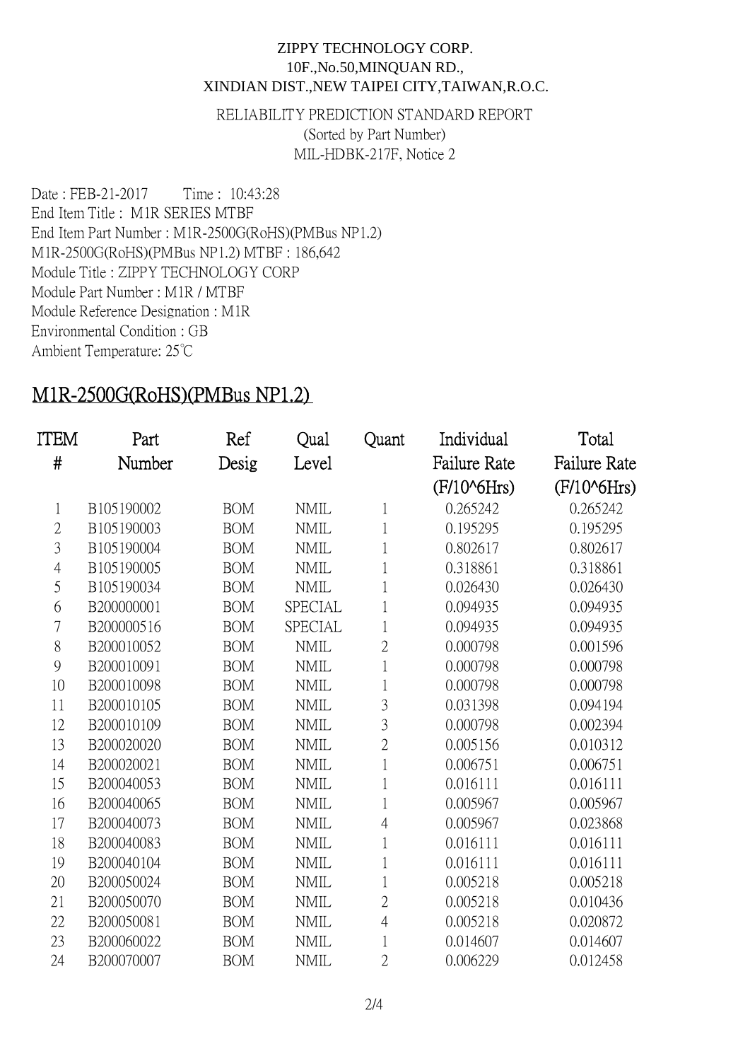ZIPPY TECHNOLOGY CORP.
10F.,No.50,MINQUAN RD.,
XINDIAN DIST.,NEW TAIPEI CITY,TAIWAN,R.O.C.

RELIABILITY PREDICTION STANDARD REPORT
(Sorted by Part Number)
MIL-HDBK-217F, Notice 2

Date : FEB-21-2017 Time : 10:43:28
End Item Title : M1R SERIES MTBF
End Item Part Number : M1R-2500G(RoHS)(PMBus NP1.2)
M1R-2500G(RoHS)(PMBus NP1.2) MTBF : 186,642
Module Title : ZIPPY TECHNOLOGY CORP
Module Part Number : M1R / MTBF
Module Reference Designation : M1R
Environmental Condition : GB
Ambient Temperature: 25℃

## M1R-2500G(RoHS)(PMBus NP1.2)

| ITEM # | Part Number | Ref Desig | Qual Level | Quant | Individual Failure Rate (F/10^6Hrs) | Total Failure Rate (F/10^6Hrs) |
|---|---|---|---|---|---|---|
| 1 | B105190002 | BOM | NMIL | 1 | 0.265242 | 0.265242 |
| 2 | B105190003 | BOM | NMIL | 1 | 0.195295 | 0.195295 |
| 3 | B105190004 | BOM | NMIL | 1 | 0.802617 | 0.802617 |
| 4 | B105190005 | BOM | NMIL | 1 | 0.318861 | 0.318861 |
| 5 | B105190034 | BOM | NMIL | 1 | 0.026430 | 0.026430 |
| 6 | B200000001 | BOM | SPECIAL | 1 | 0.094935 | 0.094935 |
| 7 | B200000516 | BOM | SPECIAL | 1 | 0.094935 | 0.094935 |
| 8 | B200010052 | BOM | NMIL | 2 | 0.000798 | 0.001596 |
| 9 | B200010091 | BOM | NMIL | 1 | 0.000798 | 0.000798 |
| 10 | B200010098 | BOM | NMIL | 1 | 0.000798 | 0.000798 |
| 11 | B200010105 | BOM | NMIL | 3 | 0.031398 | 0.094194 |
| 12 | B200010109 | BOM | NMIL | 3 | 0.000798 | 0.002394 |
| 13 | B200020020 | BOM | NMIL | 2 | 0.005156 | 0.010312 |
| 14 | B200020021 | BOM | NMIL | 1 | 0.006751 | 0.006751 |
| 15 | B200040053 | BOM | NMIL | 1 | 0.016111 | 0.016111 |
| 16 | B200040065 | BOM | NMIL | 1 | 0.005967 | 0.005967 |
| 17 | B200040073 | BOM | NMIL | 4 | 0.005967 | 0.023868 |
| 18 | B200040083 | BOM | NMIL | 1 | 0.016111 | 0.016111 |
| 19 | B200040104 | BOM | NMIL | 1 | 0.016111 | 0.016111 |
| 20 | B200050024 | BOM | NMIL | 1 | 0.005218 | 0.005218 |
| 21 | B200050070 | BOM | NMIL | 2 | 0.005218 | 0.010436 |
| 22 | B200050081 | BOM | NMIL | 4 | 0.005218 | 0.020872 |
| 23 | B200060022 | BOM | NMIL | 1 | 0.014607 | 0.014607 |
| 24 | B200070007 | BOM | NMIL | 2 | 0.006229 | 0.012458 |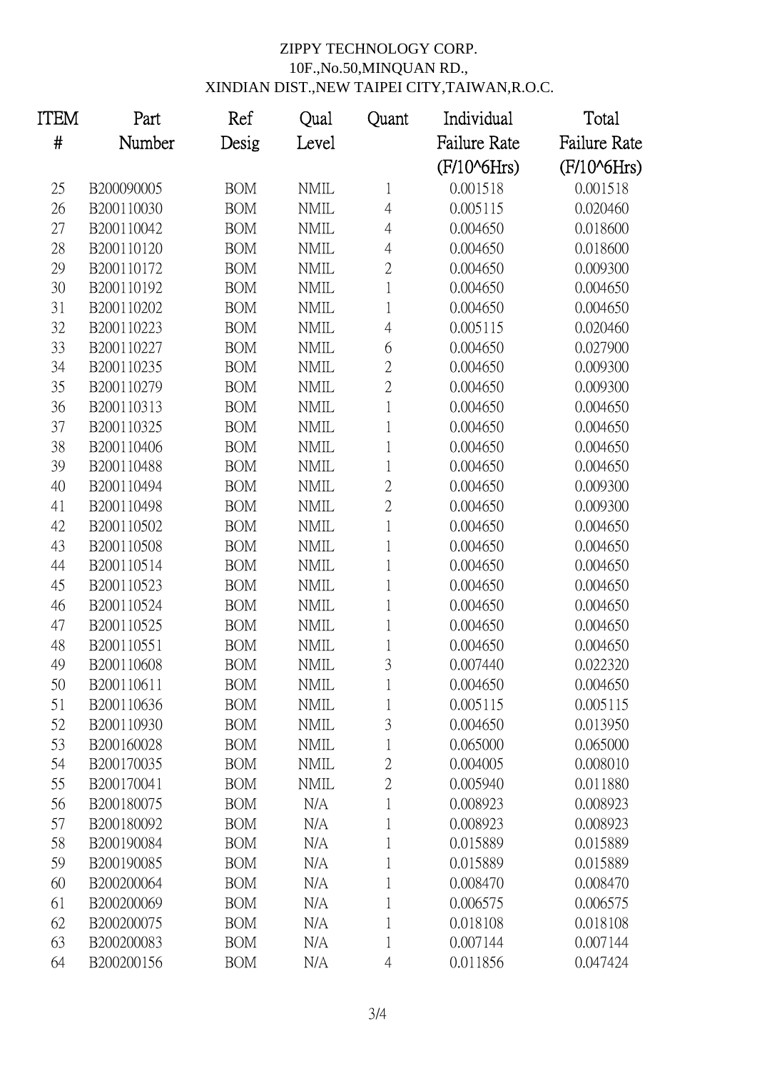ZIPPY TECHNOLOGY CORP.
10F.,No.50,MINQUAN RD.,
XINDIAN DIST.,NEW TAIPEI CITY,TAIWAN,R.O.C.

| ITEM # | Part Number | Ref Desig | Qual Level | Quant | Individual Failure Rate (F/10^6Hrs) | Total Failure Rate (F/10^6Hrs) |
|---|---|---|---|---|---|---|
| 25 | B200090005 | BOM | NMIL | 1 | 0.001518 | 0.001518 |
| 26 | B200110030 | BOM | NMIL | 4 | 0.005115 | 0.020460 |
| 27 | B200110042 | BOM | NMIL | 4 | 0.004650 | 0.018600 |
| 28 | B200110120 | BOM | NMIL | 4 | 0.004650 | 0.018600 |
| 29 | B200110172 | BOM | NMIL | 2 | 0.004650 | 0.009300 |
| 30 | B200110192 | BOM | NMIL | 1 | 0.004650 | 0.004650 |
| 31 | B200110202 | BOM | NMIL | 1 | 0.004650 | 0.004650 |
| 32 | B200110223 | BOM | NMIL | 4 | 0.005115 | 0.020460 |
| 33 | B200110227 | BOM | NMIL | 6 | 0.004650 | 0.027900 |
| 34 | B200110235 | BOM | NMIL | 2 | 0.004650 | 0.009300 |
| 35 | B200110279 | BOM | NMIL | 2 | 0.004650 | 0.009300 |
| 36 | B200110313 | BOM | NMIL | 1 | 0.004650 | 0.004650 |
| 37 | B200110325 | BOM | NMIL | 1 | 0.004650 | 0.004650 |
| 38 | B200110406 | BOM | NMIL | 1 | 0.004650 | 0.004650 |
| 39 | B200110488 | BOM | NMIL | 1 | 0.004650 | 0.004650 |
| 40 | B200110494 | BOM | NMIL | 2 | 0.004650 | 0.009300 |
| 41 | B200110498 | BOM | NMIL | 2 | 0.004650 | 0.009300 |
| 42 | B200110502 | BOM | NMIL | 1 | 0.004650 | 0.004650 |
| 43 | B200110508 | BOM | NMIL | 1 | 0.004650 | 0.004650 |
| 44 | B200110514 | BOM | NMIL | 1 | 0.004650 | 0.004650 |
| 45 | B200110523 | BOM | NMIL | 1 | 0.004650 | 0.004650 |
| 46 | B200110524 | BOM | NMIL | 1 | 0.004650 | 0.004650 |
| 47 | B200110525 | BOM | NMIL | 1 | 0.004650 | 0.004650 |
| 48 | B200110551 | BOM | NMIL | 1 | 0.004650 | 0.004650 |
| 49 | B200110608 | BOM | NMIL | 3 | 0.007440 | 0.022320 |
| 50 | B200110611 | BOM | NMIL | 1 | 0.004650 | 0.004650 |
| 51 | B200110636 | BOM | NMIL | 1 | 0.005115 | 0.005115 |
| 52 | B200110930 | BOM | NMIL | 3 | 0.004650 | 0.013950 |
| 53 | B200160028 | BOM | NMIL | 1 | 0.065000 | 0.065000 |
| 54 | B200170035 | BOM | NMIL | 2 | 0.004005 | 0.008010 |
| 55 | B200170041 | BOM | NMIL | 2 | 0.005940 | 0.011880 |
| 56 | B200180075 | BOM | N/A | 1 | 0.008923 | 0.008923 |
| 57 | B200180092 | BOM | N/A | 1 | 0.008923 | 0.008923 |
| 58 | B200190084 | BOM | N/A | 1 | 0.015889 | 0.015889 |
| 59 | B200190085 | BOM | N/A | 1 | 0.015889 | 0.015889 |
| 60 | B200200064 | BOM | N/A | 1 | 0.008470 | 0.008470 |
| 61 | B200200069 | BOM | N/A | 1 | 0.006575 | 0.006575 |
| 62 | B200200075 | BOM | N/A | 1 | 0.018108 | 0.018108 |
| 63 | B200200083 | BOM | N/A | 1 | 0.007144 | 0.007144 |
| 64 | B200200156 | BOM | N/A | 4 | 0.011856 | 0.047424 |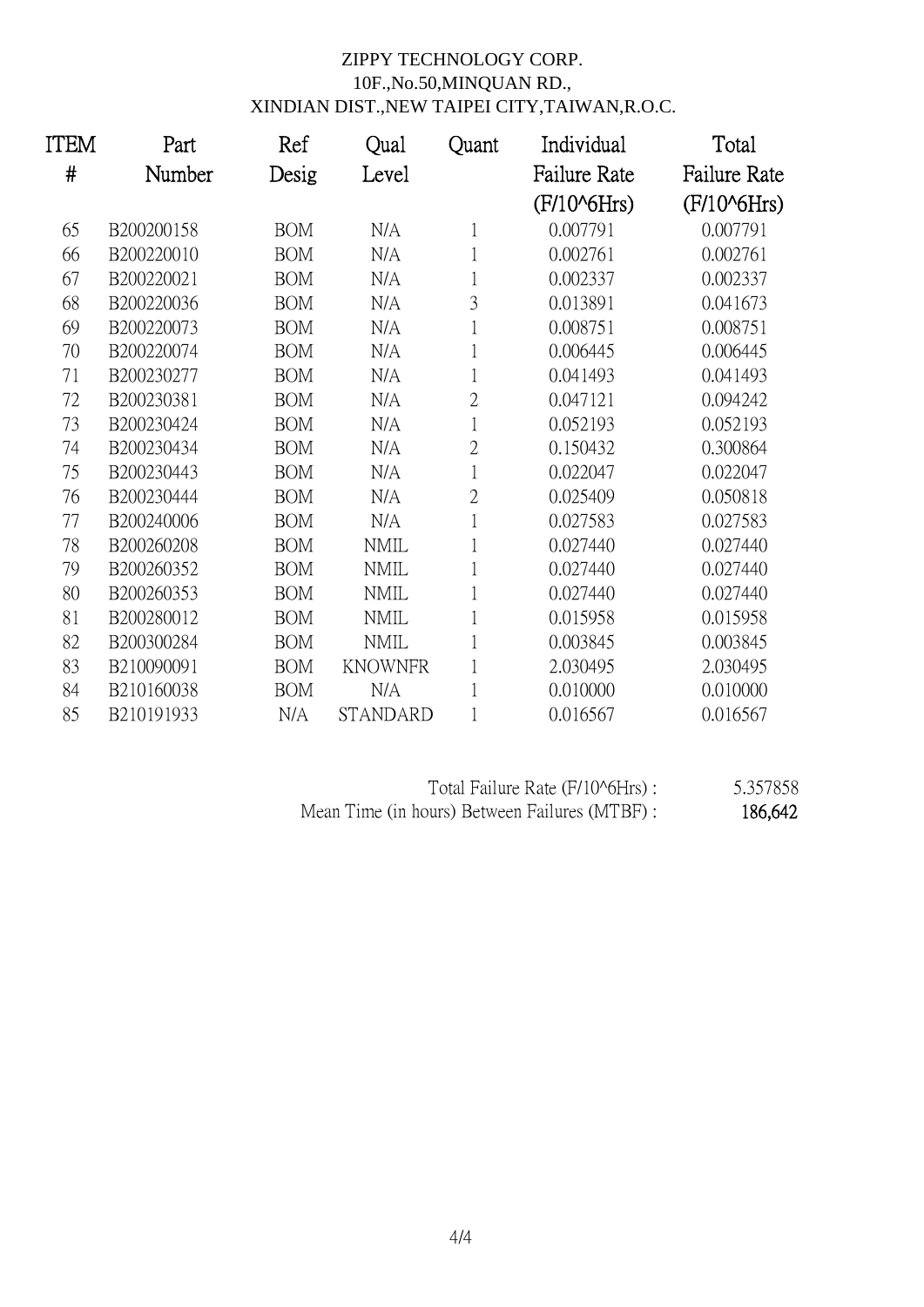ZIPPY TECHNOLOGY CORP.
10F.,No.50,MINQUAN RD.,
XINDIAN DIST.,NEW TAIPEI CITY,TAIWAN,R.O.C.

| ITEM # | Part Number | Ref Desig | Qual Level | Quant | Individual Failure Rate (F/10^6Hrs) | Total Failure Rate (F/10^6Hrs) |
|---|---|---|---|---|---|---|
| 65 | B200200158 | BOM | N/A | 1 | 0.007791 | 0.007791 |
| 66 | B200220010 | BOM | N/A | 1 | 0.002761 | 0.002761 |
| 67 | B200220021 | BOM | N/A | 1 | 0.002337 | 0.002337 |
| 68 | B200220036 | BOM | N/A | 3 | 0.013891 | 0.041673 |
| 69 | B200220073 | BOM | N/A | 1 | 0.008751 | 0.008751 |
| 70 | B200220074 | BOM | N/A | 1 | 0.006445 | 0.006445 |
| 71 | B200230277 | BOM | N/A | 1 | 0.041493 | 0.041493 |
| 72 | B200230381 | BOM | N/A | 2 | 0.047121 | 0.094242 |
| 73 | B200230424 | BOM | N/A | 1 | 0.052193 | 0.052193 |
| 74 | B200230434 | BOM | N/A | 2 | 0.150432 | 0.300864 |
| 75 | B200230443 | BOM | N/A | 1 | 0.022047 | 0.022047 |
| 76 | B200230444 | BOM | N/A | 2 | 0.025409 | 0.050818 |
| 77 | B200240006 | BOM | N/A | 1 | 0.027583 | 0.027583 |
| 78 | B200260208 | BOM | NMIL | 1 | 0.027440 | 0.027440 |
| 79 | B200260352 | BOM | NMIL | 1 | 0.027440 | 0.027440 |
| 80 | B200260353 | BOM | NMIL | 1 | 0.027440 | 0.027440 |
| 81 | B200280012 | BOM | NMIL | 1 | 0.015958 | 0.015958 |
| 82 | B200300284 | BOM | NMIL | 1 | 0.003845 | 0.003845 |
| 83 | B210090091 | BOM | KNOWNFR | 1 | 2.030495 | 2.030495 |
| 84 | B210160038 | BOM | N/A | 1 | 0.010000 | 0.010000 |
| 85 | B210191933 | N/A | STANDARD | 1 | 0.016567 | 0.016567 |

Total Failure Rate (F/10^6Hrs) : 5.357858

Mean Time (in hours) Between Failures (MTBF) : **186,642**